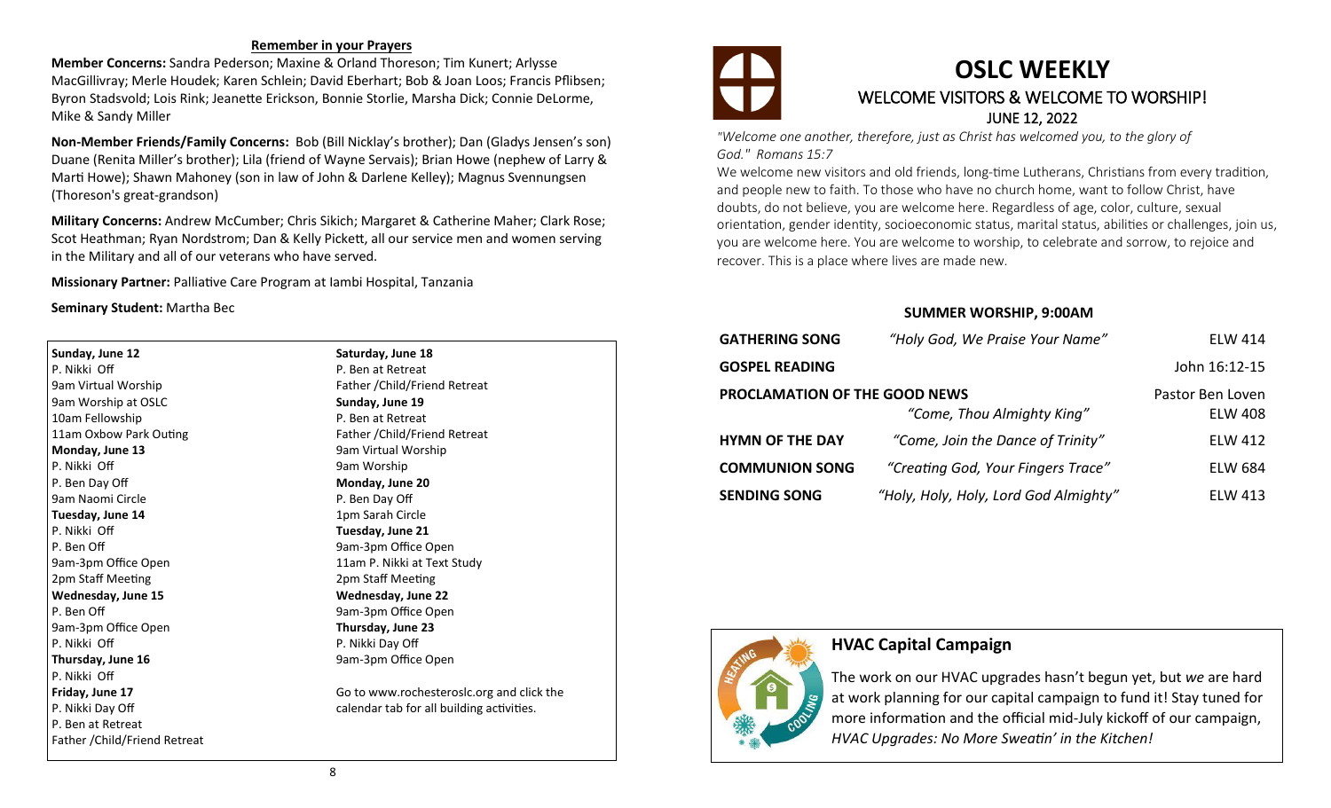### Remember in your Prayers

**Member Concerns:** Sandra Pederson; Maxine & Orland Thoreson; Tim Kunert; Arlysse MacGillivray; Merle Houdek; Karen Schlein; David Eberhart; Bob & Joan Loos; Francis Pflibsen; Byron Stadsvold; Lois Rink; Jeanette Erickson, Bonnie Storlie, Marsha Dick; Connie DeLorme, Mike & Sandy Miller

**Non-Member Friends/Family Concerns:** Bob (Bill Nicklay's brother); Dan (Gladys Jensen's son) Duane (Renita Miller's brother); Lila (friend of Wayne Servais); Brian Howe (nephew of Larry & Marti Howe); Shawn Mahoney (son in law of John & Darlene Kelley); Magnus Svennungsen (Thoreson's great-grandson)

**Military Concerns:** Andrew McCumber; Chris Sikich; Margaret & Catherine Maher; Clark Rose; Scot Heathman; Ryan Nordstrom; Dan & Kelly Pickett, all our service men and women serving in the Military and all of our veterans who have served.

**Missionary Partner:** Palliative Care Program at Iambi Hospital, Tanzania

**Seminary Student:** Martha Bec

**Sunday, June 12**
P. Nikki Off
9am Virtual Worship
9am Worship at OSLC
10am Fellowship
11am Oxbow Park Outing

**Monday, June 13**
P. Nikki Off
P. Ben Day Off
9am Naomi Circle

**Tuesday, June 14**
P. Nikki Off
P. Ben Off
9am-3pm Office Open
2pm Staff Meeting

**Wednesday, June 15**
P. Ben Off
9am-3pm Office Open
P. Nikki Off

**Thursday, June 16**
P. Nikki Off

**Friday, June 17**
P. Nikki Day Off
P. Ben at Retreat
Father /Child/Friend Retreat

**Saturday, June 18**
P. Ben at Retreat
Father /Child/Friend Retreat

**Sunday, June 19**
P. Ben at Retreat
Father /Child/Friend Retreat
9am Virtual Worship
9am Worship

**Monday, June 20**
P. Ben Day Off
1pm Sarah Circle

**Tuesday, June 21**
9am-3pm Office Open
11am P. Nikki at Text Study
2pm Staff Meeting

**Wednesday, June 22**
9am-3pm Office Open

**Thursday, June 23**
P. Nikki Day Off
9am-3pm Office Open

Go to www.rochesteroslc.org and click the calendar tab for all building activities.

# OSLC WEEKLY

## WELCOME VISITORS & WELCOME TO WORSHIP!

### JUNE 12, 2022

*"Welcome one another, therefore, just as Christ has welcomed you, to the glory of God." Romans 15:7*

We welcome new visitors and old friends, long-time Lutherans, Christians from every tradition, and people new to faith. To those who have no church home, want to follow Christ, have doubts, do not believe, you are welcome here. Regardless of age, color, culture, sexual orientation, gender identity, socioeconomic status, marital status, abilities or challenges, join us, you are welcome here. You are welcome to worship, to celebrate and sorrow, to rejoice and recover. This is a place where lives are made new.

### SUMMER WORSHIP, 9:00AM

| | | |
|---|---|---|
| **GATHERING SONG** | *"Holy God, We Praise Your Name"* | ELW 414 |
| **GOSPEL READING** | | John 16:12-15 |
| **PROCLAMATION OF THE GOOD NEWS** | | Pastor Ben Loven |
| | *"Come, Thou Almighty King"* | ELW 408 |
| **HYMN OF THE DAY** | *"Come, Join the Dance of Trinity"* | ELW 412 |
| **COMMUNION SONG** | *"Creating God, Your Fingers Trace"* | ELW 684 |
| **SENDING SONG** | *"Holy, Holy, Holy, Lord God Almighty"* | ELW 413 |

### HVAC Capital Campaign

The work on our HVAC upgrades hasn't begun yet, but *we* are hard at work planning for our capital campaign to fund it! Stay tuned for more information and the official mid-July kickoff of our campaign, *HVAC Upgrades: No More Sweatin' in the Kitchen!*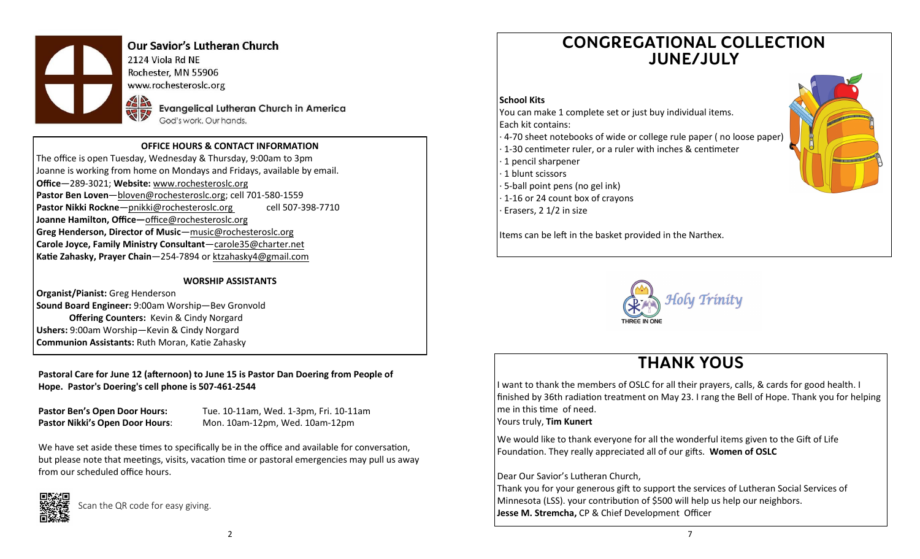**Our Savior's Lutheran Church**
2124 Viola Rd NE
Rochester, MN 55906
www.rochesteroslc.org

Evangelical Lutheran Church in America
God's work. Our hands.

**OFFICE HOURS & CONTACT INFORMATION**

The office is open Tuesday, Wednesday & Thursday, 9:00am to 3pm
Joanne is working from home on Mondays and Fridays, available by email.
**Office**—289-3021; **Website:** www.rochesteroslc.org
**Pastor Ben Loven**—bloven@rochesteroslc.org; cell 701-580-1559
**Pastor Nikki Rockne**—pnikki@rochesteroslc.org cell 507-398-7710
**Joanne Hamilton, Office—**office@rochesteroslc.org
**Greg Henderson, Director of Music**—music@rochesteroslc.org
**Carole Joyce, Family Ministry Consultant**—carole35@charter.net
**Katie Zahasky, Prayer Chain**—254-7894 or ktzahasky4@gmail.com

**WORSHIP ASSISTANTS**

**Organist/Pianist:** Greg Henderson
**Sound Board Engineer:** 9:00am Worship—Bev Gronvold
**Offering Counters:** Kevin & Cindy Norgard
**Ushers:** 9:00am Worship—Kevin & Cindy Norgard
**Communion Assistants:** Ruth Moran, Katie Zahasky

**Pastoral Care for June 12 (afternoon) to June 15 is Pastor Dan Doering from People of Hope. Pastor's Doering's cell phone is 507-461-2544**

**Pastor Ben's Open Door Hours:** Tue. 10-11am, Wed. 1-3pm, Fri. 10-11am
**Pastor Nikki's Open Door Hours**: Mon. 10am-12pm, Wed. 10am-12pm

We have set aside these times to specifically be in the office and available for conversation, but please note that meetings, visits, vacation time or pastoral emergencies may pull us away from our scheduled office hours.

Scan the QR code for easy giving.

# CONGREGATIONAL COLLECTION JUNE/JULY

**School Kits**

You can make 1 complete set or just buy individual items.
Each kit contains:

- 4-70 sheet notebooks of wide or college rule paper ( no loose paper)
- 1-30 centimeter ruler, or a ruler with inches & centimeter
- 1 pencil sharpener
- 1 blunt scissors
- 5-ball point pens (no gel ink)
- 1-16 or 24 count box of crayons
- Erasers, 2 1/2 in size

Items can be left in the basket provided in the Narthex.

*Holy Trinity*
THREE IN ONE

# THANK YOUS

I want to thank the members of OSLC for all their prayers, calls, & cards for good health. I finished by 36th radiation treatment on May 23. I rang the Bell of Hope. Thank you for helping me in this time of need.
Yours truly, **Tim Kunert**

We would like to thank everyone for all the wonderful items given to the Gift of Life Foundation. They really appreciated all of our gifts. **Women of OSLC**

Dear Our Savior's Lutheran Church,
Thank you for your generous gift to support the services of Lutheran Social Services of Minnesota (LSS). your contribution of $500 will help us help our neighbors.
**Jesse M. Stremcha,** CP & Chief Development Officer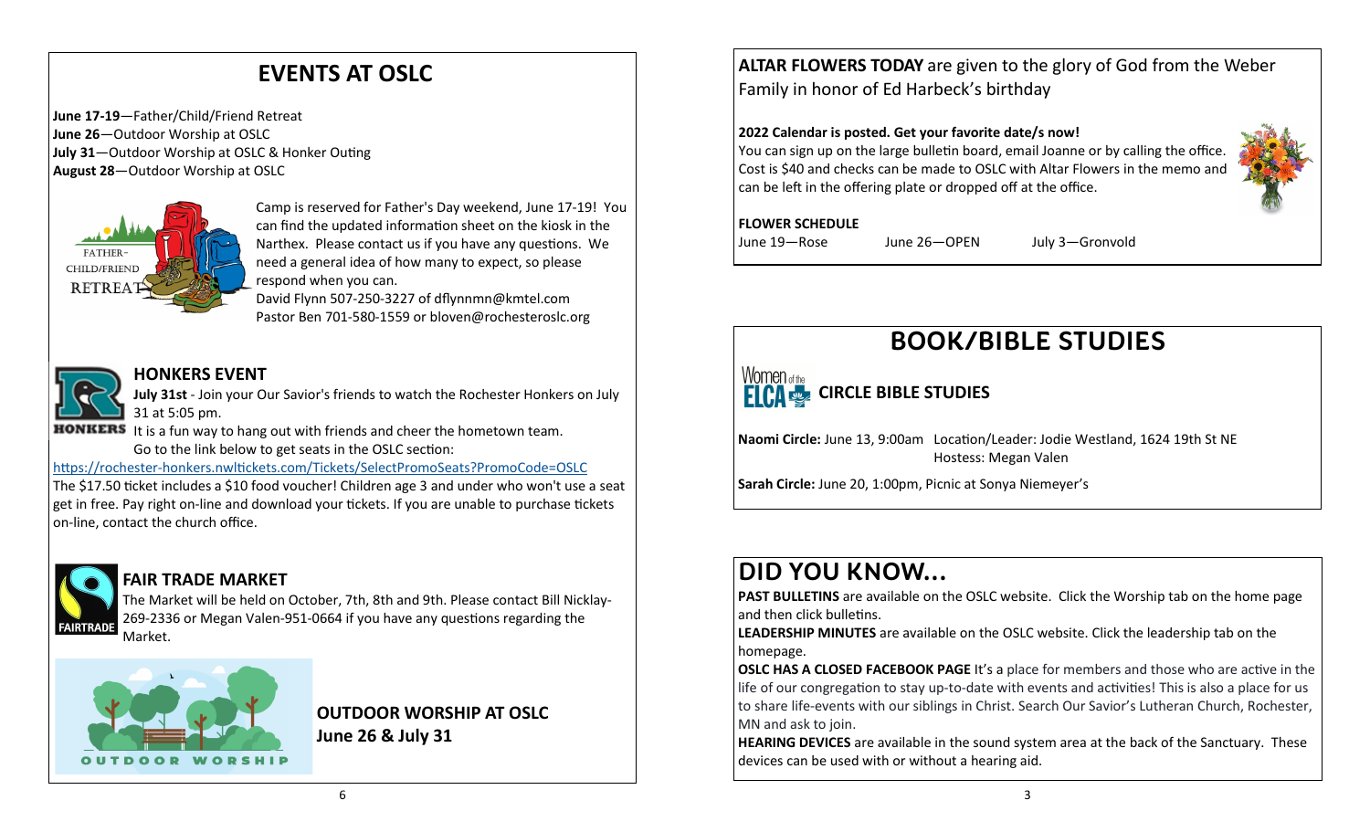# EVENTS AT OSLC

**June 17-19**—Father/Child/Friend Retreat
**June 26**—Outdoor Worship at OSLC
**July 31**—Outdoor Worship at OSLC & Honker Outing
**August 28**—Outdoor Worship at OSLC

Camp is reserved for Father's Day weekend, June 17-19! You can find the updated information sheet on the kiosk in the Narthex. Please contact us if you have any questions. We need a general idea of how many to expect, so please respond when you can.
David Flynn 507-250-3227 of dflynnmn@kmtel.com
Pastor Ben 701-580-1559 or bloven@rochesteroslc.org

## HONKERS EVENT

**July 31st** - Join your Our Savior's friends to watch the Rochester Honkers on July 31 at 5:05 pm.
It is a fun way to hang out with friends and cheer the hometown team.
Go to the link below to get seats in the OSLC section:

https://rochester-honkers.nwltickets.com/Tickets/SelectPromoSeats?PromoCode=OSLC

The $17.50 ticket includes a $10 food voucher! Children age 3 and under who won't use a seat get in free. Pay right on-line and download your tickets. If you are unable to purchase tickets on-line, contact the church office.

## FAIR TRADE MARKET

The Market will be held on October, 7th, 8th and 9th. Please contact Bill Nicklay-269-2336 or Megan Valen-951-0664 if you have any questions regarding the Market.

**OUTDOOR WORSHIP AT OSLC**
**June 26 & July 31**

**ALTAR FLOWERS TODAY** are given to the glory of God from the Weber Family in honor of Ed Harbeck's birthday

**2022 Calendar is posted. Get your favorite date/s now!**
You can sign up on the large bulletin board, email Joanne or by calling the office. Cost is $40 and checks can be made to OSLC with Altar Flowers in the memo and can be left in the offering plate or dropped off at the office.

**FLOWER SCHEDULE**
June 19—Rose June 26—OPEN July 3—Gronvold

# BOOK/BIBLE STUDIES

## CIRCLE BIBLE STUDIES

**Naomi Circle:** June 13, 9:00am Location/Leader: Jodie Westland, 1624 19th St NE
Hostess: Megan Valen

**Sarah Circle:** June 20, 1:00pm, Picnic at Sonya Niemeyer's

# DID YOU KNOW...

**PAST BULLETINS** are available on the OSLC website. Click the Worship tab on the home page and then click bulletins.

**LEADERSHIP MINUTES** are available on the OSLC website. Click the leadership tab on the homepage.

**OSLC HAS A CLOSED FACEBOOK PAGE** It's a place for members and those who are active in the life of our congregation to stay up-to-date with events and activities! This is also a place for us to share life-events with our siblings in Christ. Search Our Savior's Lutheran Church, Rochester, MN and ask to join.

**HEARING DEVICES** are available in the sound system area at the back of the Sanctuary. These devices can be used with or without a hearing aid.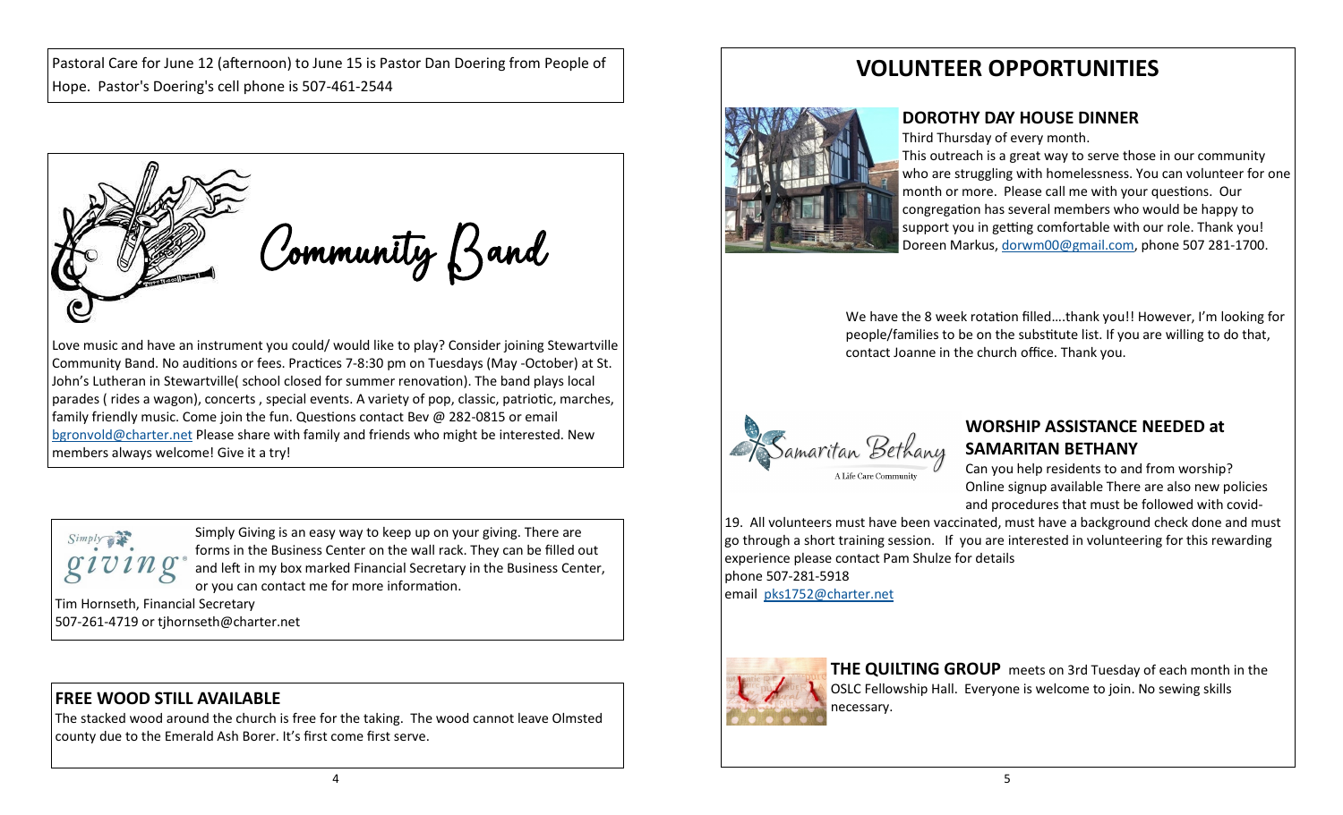Pastoral Care for June 12 (afternoon) to June 15 is Pastor Dan Doering from People of Hope. Pastor's Doering's cell phone is 507-461-2544

## Community Band

Love music and have an instrument you could/ would like to play? Consider joining Stewartville Community Band. No auditions or fees. Practices 7-8:30 pm on Tuesdays (May -October) at St. John's Lutheran in Stewartville( school closed for summer renovation). The band plays local parades ( rides a wagon), concerts , special events. A variety of pop, classic, patriotic, marches, family friendly music. Come join the fun. Questions contact Bev @ 282-0815 or email bgronvold@charter.net Please share with family and friends who might be interested. New members always welcome! Give it a try!

Simply Giving is an easy way to keep up on your giving. There are forms in the Business Center on the wall rack. They can be filled out and left in my box marked Financial Secretary in the Business Center, or you can contact me for more information.

Tim Hornseth, Financial Secretary
507-261-4719 or tjhornseth@charter.net

## FREE WOOD STILL AVAILABLE

The stacked wood around the church is free for the taking. The wood cannot leave Olmsted county due to the Emerald Ash Borer. It's first come first serve.

# VOLUNTEER OPPORTUNITIES

## DOROTHY DAY HOUSE DINNER

Third Thursday of every month.

This outreach is a great way to serve those in our community who are struggling with homelessness. You can volunteer for one month or more. Please call me with your questions. Our congregation has several members who would be happy to support you in getting comfortable with our role. Thank you! Doreen Markus, dorwm00@gmail.com, phone 507 281-1700.

We have the 8 week rotation filled….thank you!! However, I'm looking for people/families to be on the substitute list. If you are willing to do that, contact Joanne in the church office. Thank you.

## WORSHIP ASSISTANCE NEEDED at SAMARITAN BETHANY

Can you help residents to and from worship? Online signup available There are also new policies and procedures that must be followed with covid-19. All volunteers must have been vaccinated, must have a background check done and must go through a short training session. If you are interested in volunteering for this rewarding experience please contact Pam Shulze for details

phone 507-281-5918

email pks1752@charter.net

**THE QUILTING GROUP** meets on 3rd Tuesday of each month in the OSLC Fellowship Hall. Everyone is welcome to join. No sewing skills necessary.